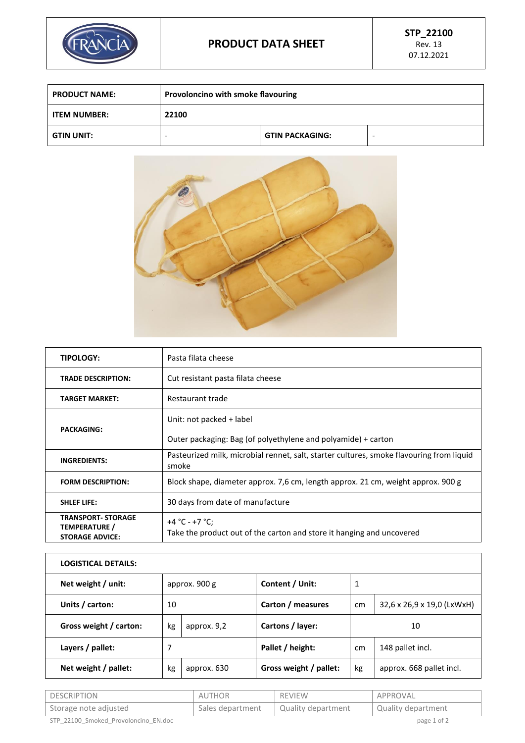| FRANCIA | PRODUCT DATA SHEET | STP_22100<br>Rev. 13<br>07.12.2021 |
|---|---|---|

| PRODUCT NAME: | Provoloncino with smoke flavouring | | |
|---|---|---|---|
| ITEM NUMBER: | 22100 | | |
| GTIN UNIT: | - | GTIN PACKAGING: | - |

| TIPOLOGY: | Pasta filata cheese |
|---|---|
| TRADE DESCRIPTION: | Cut resistant pasta filata cheese |
| TARGET MARKET: | Restaurant trade |
| PACKAGING: | Unit: not packed + label<br>Outer packaging: Bag (of polyethylene and polyamide) + carton |
| INGREDIENTS: | Pasteurized milk, microbial rennet, salt, starter cultures, smoke flavouring from liquid smoke |
| FORM DESCRIPTION: | Block shape, diameter approx. 7,6 cm, length approx. 21 cm, weight approx. 900 g |
| SHELF LIFE: | 30 days from date of manufacture |
| TRANSPORT- STORAGE TEMPERATURE / STORAGE ADVICE: | +4 °C - +7 °C;<br>Take the product out of the carton and store it hanging and uncovered |

| LOGISTICAL DETAILS: | | | | | |
|---|---|---|---|---|---|
| Net weight / unit: | approx. 900 g | | Content / Unit: | 1 | |
| Units / carton: | 10 | | Carton / measures | cm | 32,6 x 26,9 x 19,0 (LxWxH) |
| Gross weight / carton: | kg | approx. 9,2 | Cartons / layer: | 10 | |
| Layers / pallet: | 7 | | Pallet / height: | cm | 148 pallet incl. |
| Net weight / pallet: | kg | approx. 630 | Gross weight / pallet: | kg | approx. 668 pallet incl. |

| DESCRIPTION | AUTHOR | REVIEW | APPROVAL |
|---|---|---|---|
| Storage note adjusted | Sales department | Quality department | Quality department |

STP_22100_Smoked_Provoloncino_EN.doc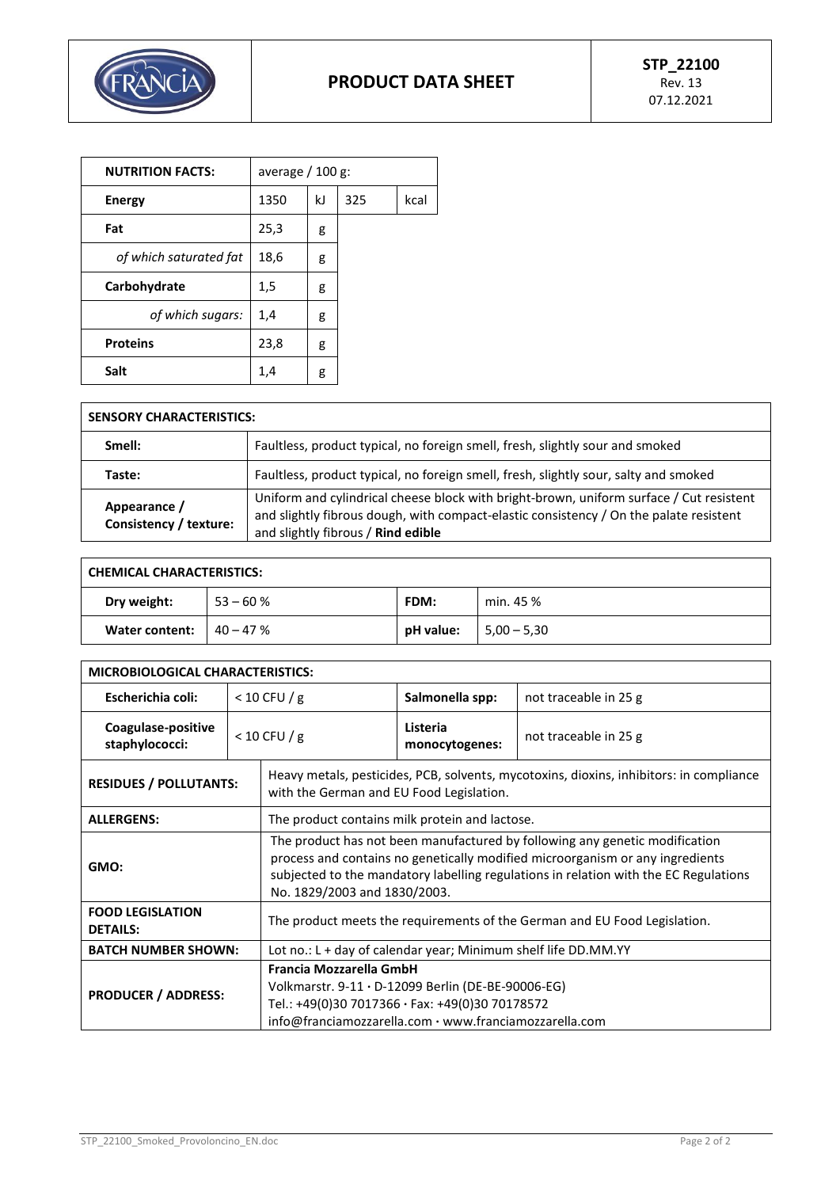| PRODUCT DATA SHEET | STP_22100 Rev. 13 07.12.2021 |
|---|---|

| NUTRITION FACTS: | average / 100 g: | | | |
|---|---|---|---|---|
| **Energy** | 1350 | kJ | 325 | kcal |
| **Fat** | 25,3 | g | | |
| *of which saturated fat* | 18,6 | g | | |
| **Carbohydrate** | 1,5 | g | | |
| *of which sugars:* | 1,4 | g | | |
| **Proteins** | 23,8 | g | | |
| **Salt** | 1,4 | g | | |

| SENSORY CHARACTERISTICS: | |
|---|---|
| **Smell:** | Faultless, product typical, no foreign smell, fresh, slightly sour and smoked |
| **Taste:** | Faultless, product typical, no foreign smell, fresh, slightly sour, salty and smoked |
| **Appearance / Consistency / texture:** | Uniform and cylindrical cheese block with bright-brown, uniform surface / Cut resistent and slightly fibrous dough, with compact-elastic consistency / On the palate resistent and slightly fibrous / **Rind edible** |

| CHEMICAL CHARACTERISTICS: | | | |
|---|---|---|---|
| **Dry weight:** | 53 – 60 % | **FDM:** | min. 45 % |
| **Water content:** | 40 – 47 % | **pH value:** | 5,00 – 5,30 |

| MICROBIOLOGICAL CHARACTERISTICS: | | | |
|---|---|---|---|
| **Escherichia coli:** | < 10 CFU / g | **Salmonella spp:** | not traceable in 25 g |
| **Coagulase-positive staphylococci:** | < 10 CFU / g | **Listeria monocytogenes:** | not traceable in 25 g |
| **RESIDUES / POLLUTANTS:** | Heavy metals, pesticides, PCB, solvents, mycotoxins, dioxins, inhibitors: in compliance with the German and EU Food Legislation. | | |
| **ALLERGENS:** | The product contains milk protein and lactose. | | |
| **GMO:** | The product has not been manufactured by following any genetic modification process and contains no genetically modified microorganism or any ingredients subjected to the mandatory labelling regulations in relation with the EC Regulations No. 1829/2003 and 1830/2003. | | |
| **FOOD LEGISLATION DETAILS:** | The product meets the requirements of the German and EU Food Legislation. | | |
| **BATCH NUMBER SHOWN:** | Lot no.: L + day of calendar year; Minimum shelf life DD.MM.YY | | |
| **PRODUCER / ADDRESS:** | **Francia Mozzarella GmbH** Volkmarstr. 9-11 · D-12099 Berlin (DE-BE-90006-EG) Tel.: +49(0)30 7017366 · Fax: +49(0)30 70178572 info@franciamozzarella.com · www.franciamozzarella.com | | |